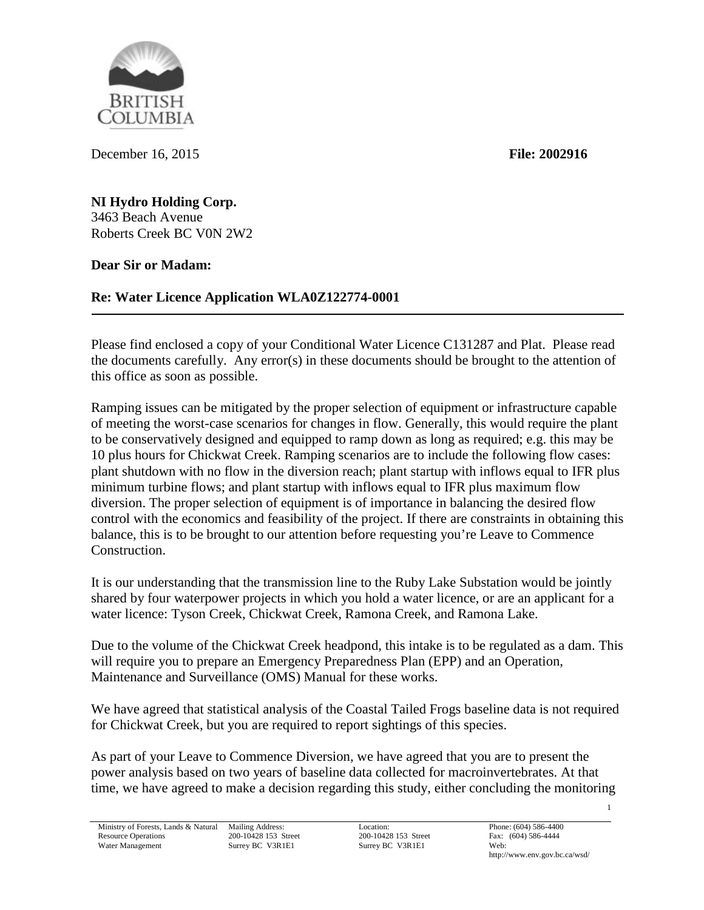December 16, 2015 **File: 2002916**

**NI Hydro Holding Corp.**
3463 Beach Avenue
Roberts Creek BC V0N 2W2

**Dear Sir or Madam:**

**Re: Water Licence Application WLA0Z122774-0001**

---

Please find enclosed a copy of your Conditional Water Licence C131287 and Plat. Please read the documents carefully. Any error(s) in these documents should be brought to the attention of this office as soon as possible.

Ramping issues can be mitigated by the proper selection of equipment or infrastructure capable of meeting the worst-case scenarios for changes in flow. Generally, this would require the plant to be conservatively designed and equipped to ramp down as long as required; e.g. this may be 10 plus hours for Chickwat Creek. Ramping scenarios are to include the following flow cases: plant shutdown with no flow in the diversion reach; plant startup with inflows equal to IFR plus minimum turbine flows; and plant startup with inflows equal to IFR plus maximum flow diversion. The proper selection of equipment is of importance in balancing the desired flow control with the economics and feasibility of the project. If there are constraints in obtaining this balance, this is to be brought to our attention before requesting you're Leave to Commence Construction.

It is our understanding that the transmission line to the Ruby Lake Substation would be jointly shared by four waterpower projects in which you hold a water licence, or are an applicant for a water licence: Tyson Creek, Chickwat Creek, Ramona Creek, and Ramona Lake.

Due to the volume of the Chickwat Creek headpond, this intake is to be regulated as a dam. This will require you to prepare an Emergency Preparedness Plan (EPP) and an Operation, Maintenance and Surveillance (OMS) Manual for these works.

We have agreed that statistical analysis of the Coastal Tailed Frogs baseline data is not required for Chickwat Creek, but you are required to report sightings of this species.

As part of your Leave to Commence Diversion, we have agreed that you are to present the power analysis based on two years of baseline data collected for macroinvertebrates. At that time, we have agreed to make a decision regarding this study, either concluding the monitoring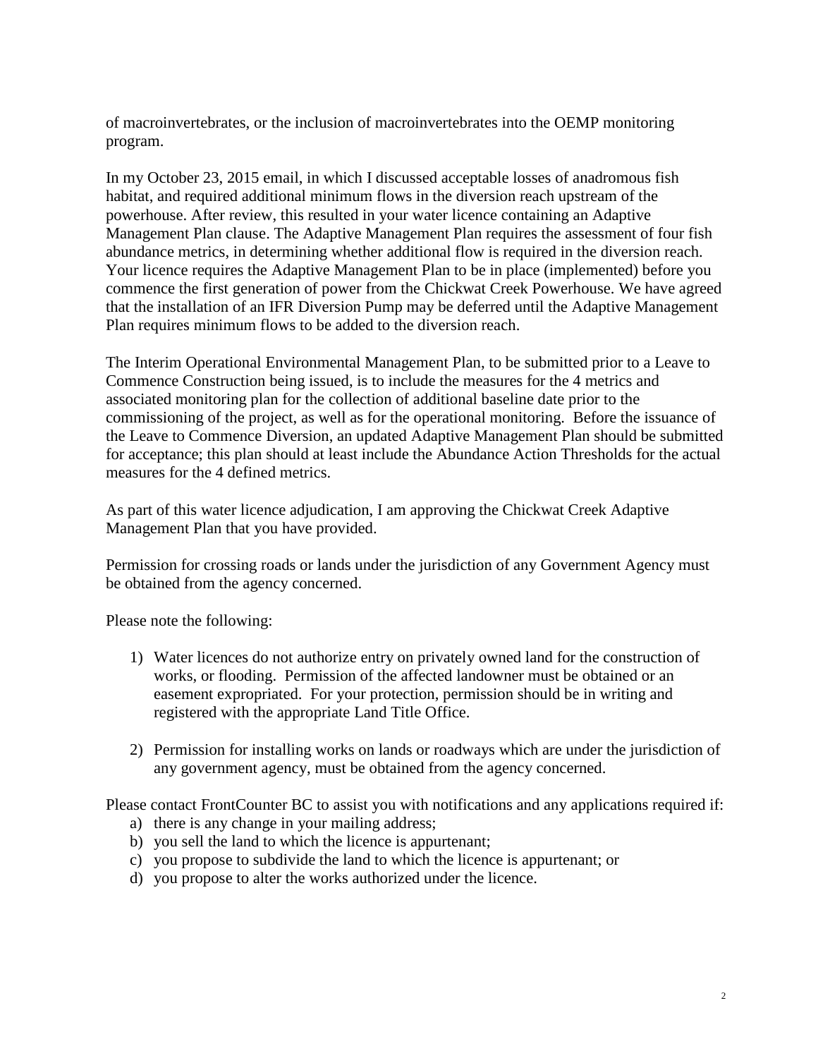of macroinvertebrates, or the inclusion of macroinvertebrates into the OEMP monitoring program.

In my October 23, 2015 email, in which I discussed acceptable losses of anadromous fish habitat, and required additional minimum flows in the diversion reach upstream of the powerhouse. After review, this resulted in your water licence containing an Adaptive Management Plan clause. The Adaptive Management Plan requires the assessment of four fish abundance metrics, in determining whether additional flow is required in the diversion reach. Your licence requires the Adaptive Management Plan to be in place (implemented) before you commence the first generation of power from the Chickwat Creek Powerhouse. We have agreed that the installation of an IFR Diversion Pump may be deferred until the Adaptive Management Plan requires minimum flows to be added to the diversion reach.

The Interim Operational Environmental Management Plan, to be submitted prior to a Leave to Commence Construction being issued, is to include the measures for the 4 metrics and associated monitoring plan for the collection of additional baseline date prior to the commissioning of the project, as well as for the operational monitoring. Before the issuance of the Leave to Commence Diversion, an updated Adaptive Management Plan should be submitted for acceptance; this plan should at least include the Abundance Action Thresholds for the actual measures for the 4 defined metrics.

As part of this water licence adjudication, I am approving the Chickwat Creek Adaptive Management Plan that you have provided.

Permission for crossing roads or lands under the jurisdiction of any Government Agency must be obtained from the agency concerned.

Please note the following:

1) Water licences do not authorize entry on privately owned land for the construction of works, or flooding. Permission of the affected landowner must be obtained or an easement expropriated. For your protection, permission should be in writing and registered with the appropriate Land Title Office.

2) Permission for installing works on lands or roadways which are under the jurisdiction of any government agency, must be obtained from the agency concerned.

Please contact FrontCounter BC to assist you with notifications and any applications required if:

a) there is any change in your mailing address;
b) you sell the land to which the licence is appurtenant;
c) you propose to subdivide the land to which the licence is appurtenant; or
d) you propose to alter the works authorized under the licence.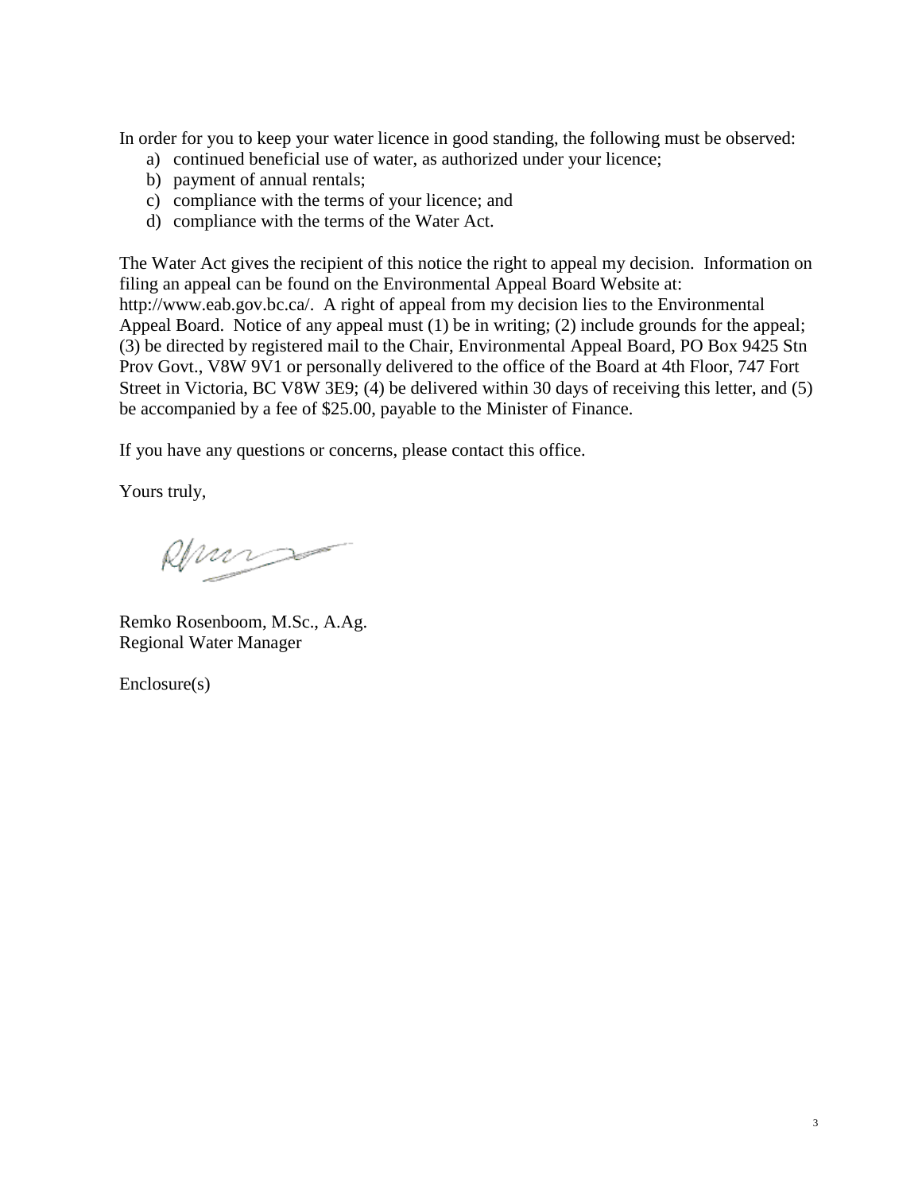In order for you to keep your water licence in good standing, the following must be observed:

a) continued beneficial use of water, as authorized under your licence;
b) payment of annual rentals;
c) compliance with the terms of your licence; and
d) compliance with the terms of the Water Act.

The Water Act gives the recipient of this notice the right to appeal my decision. Information on filing an appeal can be found on the Environmental Appeal Board Website at: http://www.eab.gov.bc.ca/. A right of appeal from my decision lies to the Environmental Appeal Board. Notice of any appeal must (1) be in writing; (2) include grounds for the appeal; (3) be directed by registered mail to the Chair, Environmental Appeal Board, PO Box 9425 Stn Prov Govt., V8W 9V1 or personally delivered to the office of the Board at 4th Floor, 747 Fort Street in Victoria, BC V8W 3E9; (4) be delivered within 30 days of receiving this letter, and (5) be accompanied by a fee of $25.00, payable to the Minister of Finance.

If you have any questions or concerns, please contact this office.

Yours truly,

Remko Rosenboom, M.Sc., A.Ag.
Regional Water Manager

Enclosure(s)